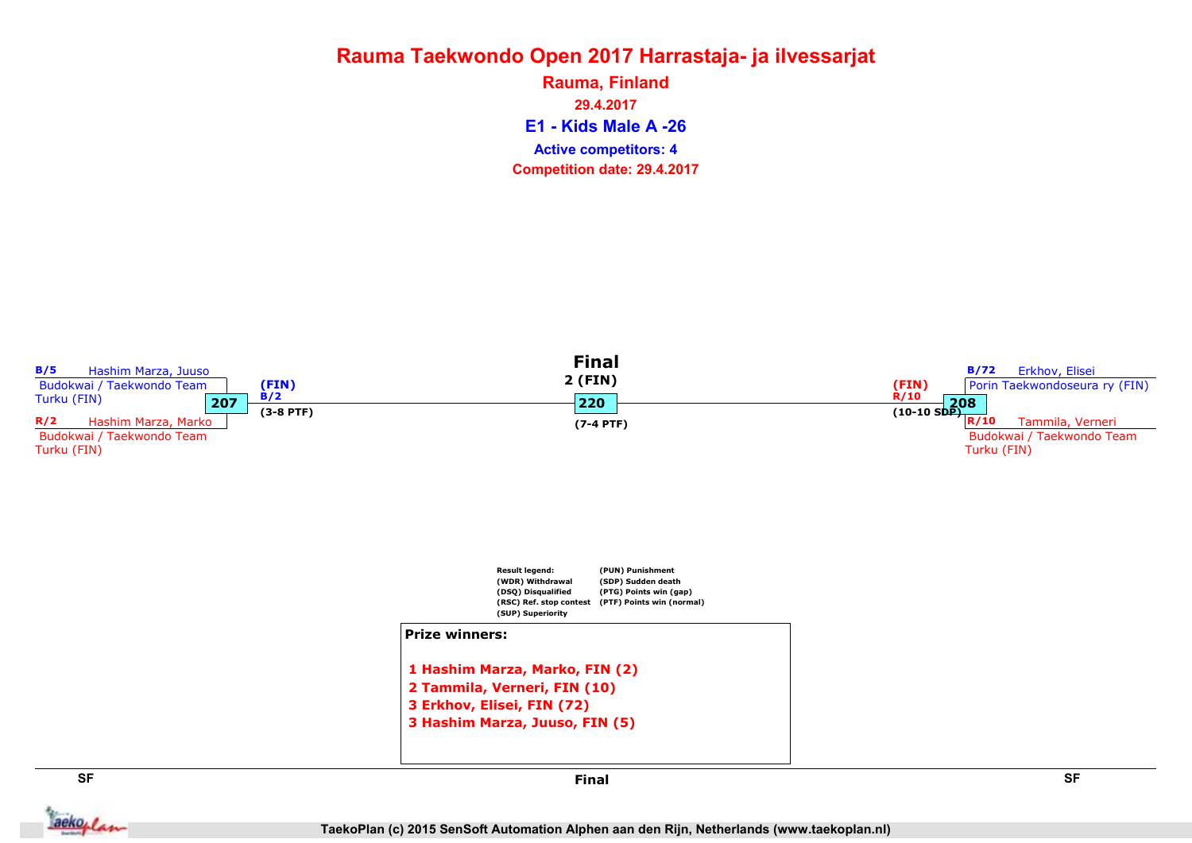# Rauma Taekwondo Open 2017 Harrastaja- ja ilvessarjat

## Rauma, Finland

**29.4.2017**

## E1 - Kids Male A -26

**Active competitors: 4**

**Competition date: 29.4.2017**

### SF

**Match 207**

- B/5 Hashim Marza, Juuso — Budokwai / Taekwondo Team Turku (FIN)
- R/2 Hashim Marza, Marko — Budokwai / Taekwondo Team Turku (FIN)

Winner: (FIN) R/2 (3-8 PTF)

**Match 208**

- B/72 Erkhov, Elisei — Porin Taekwondoseura ry (FIN)
- R/10 Tammila, Verneri — Budokwai / Taekwondo Team Turku (FIN)

Winner: (FIN) R/10 (10-10 SDP)

### Final

**Match 220**

Winner: 2 (FIN) (7-4 PTF)

**Result legend:**

| | |
|---|---|
| (WDR) Withdrawal | (PUN) Punishment |
| (DSQ) Disqualified | (SDP) Sudden death |
| (RSC) Ref. stop contest | (PTG) Points win (gap) |
| (SUP) Superiority | (PTF) Points win (normal) |

**Prize winners:**

1 Hashim Marza, Marko, FIN (2)
2 Tammila, Verneri, FIN (10)
3 Erkhov, Elisei, FIN (72)
3 Hashim Marza, Juuso, FIN (5)

TaekoPlan (c) 2015 SenSoft Automation Alphen aan den Rijn, Netherlands (www.taekoplan.nl)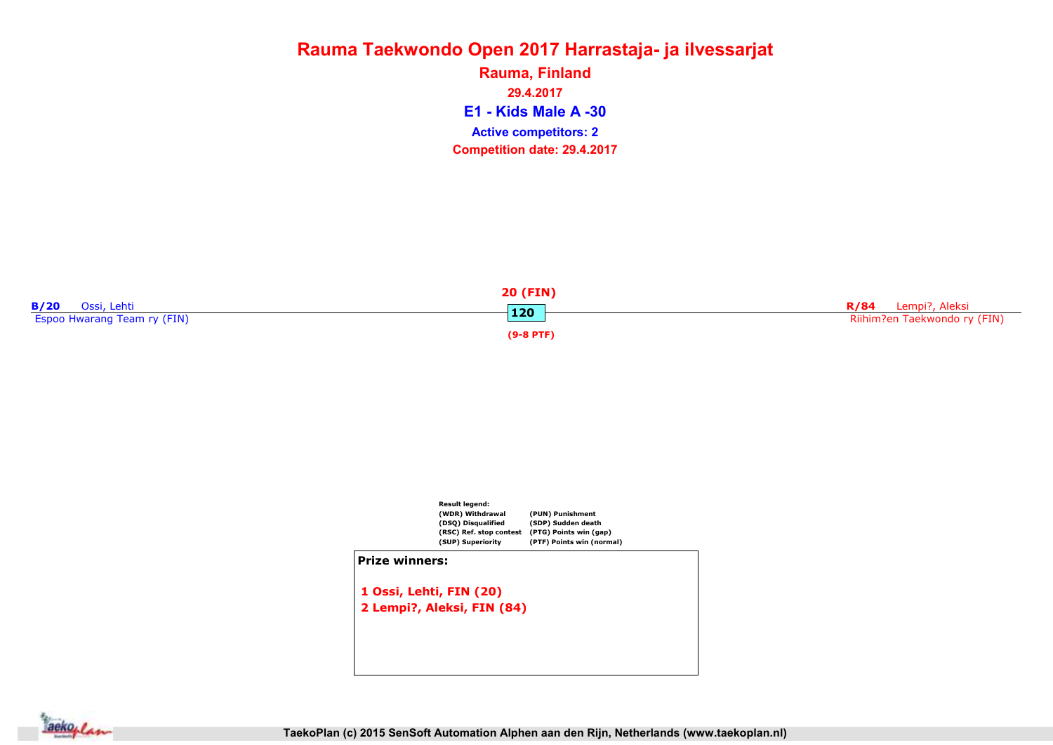# Rauma Taekwondo Open 2017 Harrastaja- ja ilvessarjat

## Rauma, Finland

**29.4.2017**

## E1 - Kids Male A -30

**Active competitors: 2**

**Competition date: 29.4.2017**

**B/20** Ossi, Lehti
Espoo Hwarang Team ry (FIN)

**20 (FIN)**
**120**
**(9-8 PTF)**

**R/84** Lempi?, Aleksi
Riihim?en Taekwondo ry (FIN)

Result legend:

| | |
|---|---|
| (WDR) Withdrawal | (PUN) Punishment |
| (DSQ) Disqualified | (SDP) Sudden death |
| (RSC) Ref. stop contest | (PTG) Points win (gap) |
| (SUP) Superiority | (PTF) Points win (normal) |

**Prize winners:**

1 Ossi, Lehti, FIN (20)
2 Lempi?, Aleksi, FIN (84)

TaekoPlan (c) 2015 SenSoft Automation Alphen aan den Rijn, Netherlands (www.taekoplan.nl)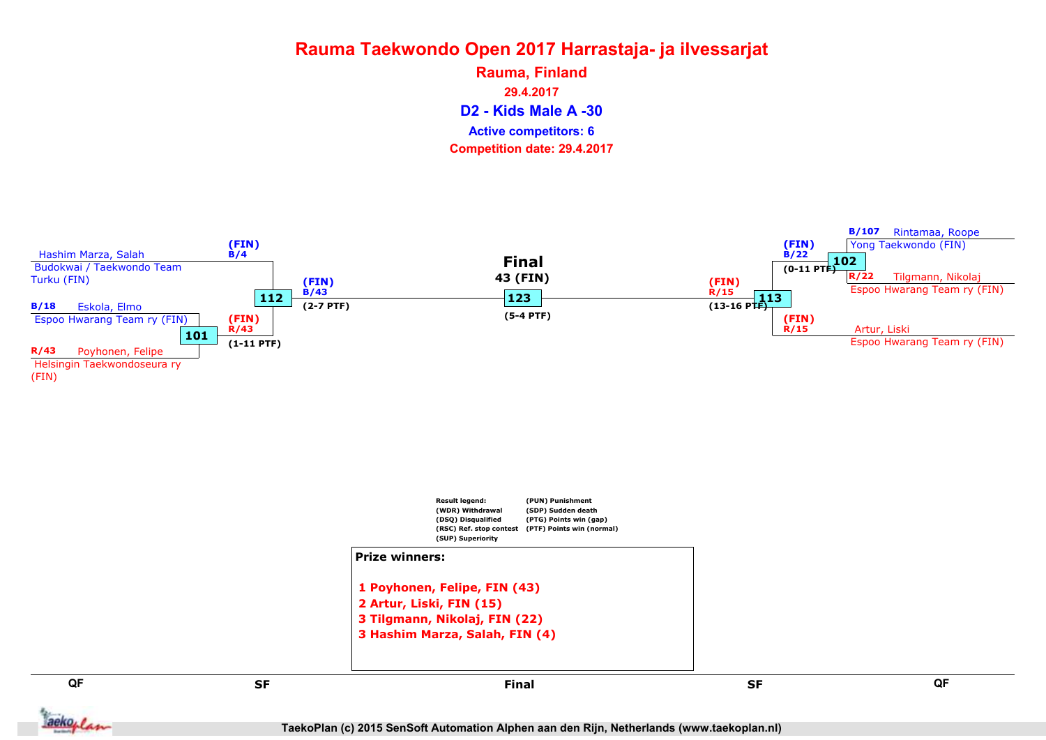# Rauma Taekwondo Open 2017 Harrastaja- ja ilvessarjat

**Rauma, Finland**

**29.4.2017**

## D2 - Kids Male A -30

**Active competitors: 6**

**Competition date: 29.4.2017**

Hashim Marza, Salah
Budokwai / Taekwondo Team Turku (FIN)

(FIN)
B/4

B/18 Eskola, Elmo
Espoo Hwarang Team ry (FIN)

101

(FIN)
R/43
(1-11 PTF)

R/43 Poyhonen, Felipe
Helsingin Taekwondoseura ry (FIN)

112

(FIN)
B/43
(2-7 PTF)

**Final**
**43 (FIN)**

123

(5-4 PTF)

(FIN)
R/15
(13-16 PTF)

113

B/107 Rintamaa, Roope
Yong Taekwondo (FIN)

(FIN)
B/22
(0-11 PTF)

102

R/22 Tilgmann, Nikolaj
Espoo Hwarang Team ry (FIN)

(FIN)
R/15

Artur, Liski
Espoo Hwarang Team ry (FIN)

Result legend:
(WDR) Withdrawal
(DSQ) Disqualified
(RSC) Ref. stop contest
(SUP) Superiority
(PUN) Punishment
(SDP) Sudden death
(PTG) Points win (gap)
(PTF) Points win (normal)

**Prize winners:**

1. Poyhonen, Felipe, FIN (43)
2. Artur, Liski, FIN (15)
3. Tilgmann, Nikolaj, FIN (22)
3. Hashim Marza, Salah, FIN (4)

QF | SF | Final | SF | QF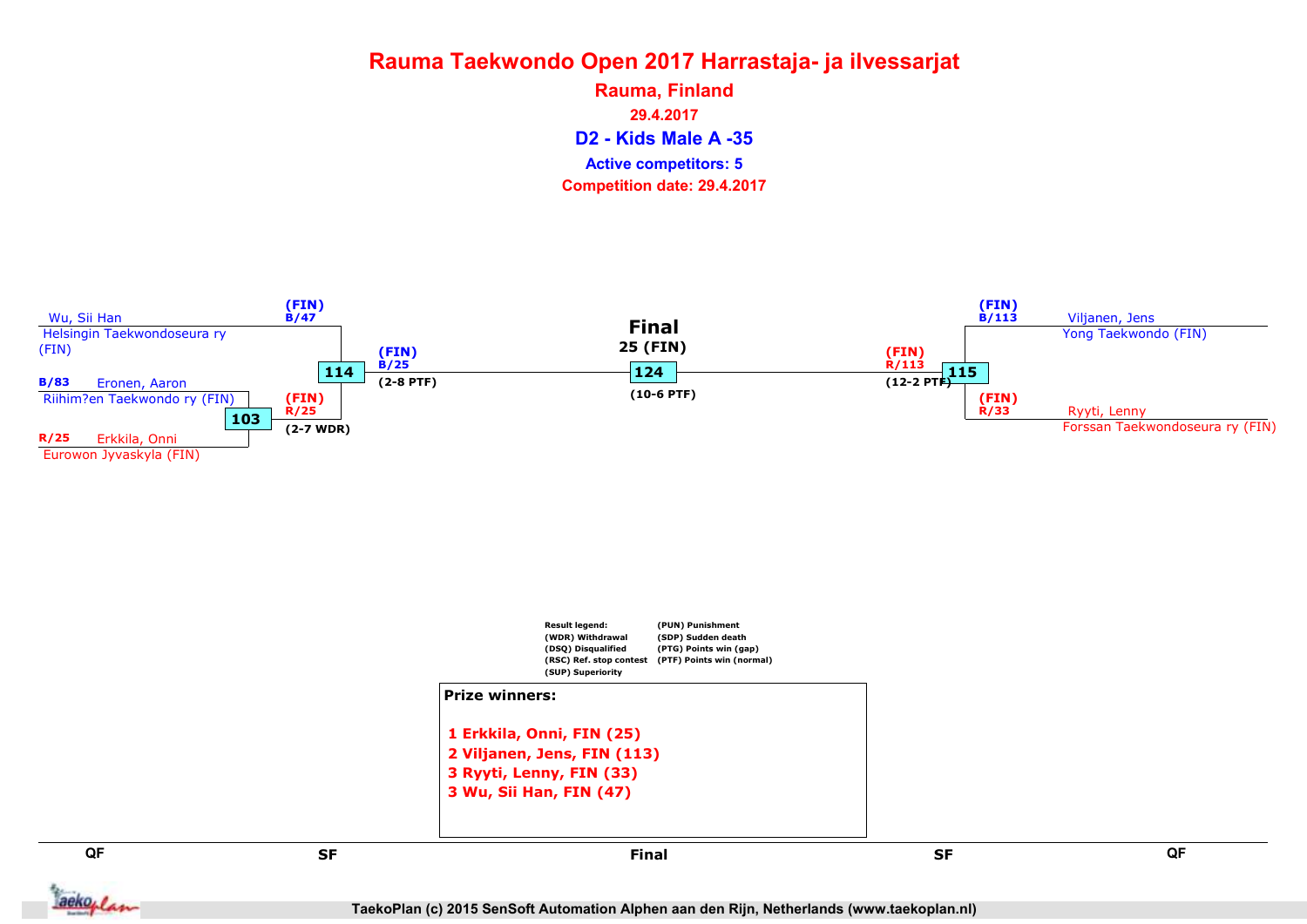# Rauma Taekwondo Open 2017 Harrastaja- ja ilvessarjat

**Rauma, Finland**

**29.4.2017**

## D2 - Kids Male A -35

**Active competitors: 5**

**Competition date: 29.4.2017**

### QF / SF (left side)

Wu, Sii Han
Helsingin Taekwondoseura ry (FIN)

B/83 Eronen, Aaron
Riihim?en Taekwondo ry (FIN)

R/25 Erkkila, Onni
Eurowon Jyvaskyla (FIN)

Match 103: (FIN) R/25 (2-7 WDR)

Match 114: (FIN) B/47 — (FIN) B/25 (2-8 PTF)

### Final

**25 (FIN)**

Match 124: (10-6 PTF)

### SF / QF (right side)

(FIN) B/113 Viljanen, Jens
Yong Taekwondo (FIN)

(FIN) R/33 Ryyti, Lenny
Forssan Taekwondoseura ry (FIN)

Match 115: (FIN) R/113 (12-2 PTF)

**Result legend:**
- (WDR) Withdrawal
- (DSQ) Disqualified
- (RSC) Ref. stop contest
- (SUP) Superiority
- (PUN) Punishment
- (SDP) Sudden death
- (PTG) Points win (gap)
- (PTF) Points win (normal)

**Prize winners:**

1 Erkkila, Onni, FIN (25)
2 Viljanen, Jens, FIN (113)
3 Ryyti, Lenny, FIN (33)
3 Wu, Sii Han, FIN (47)

QF — SF — Final — SF — QF

TaekoPlan (c) 2015 SenSoft Automation Alphen aan den Rijn, Netherlands (www.taekoplan.nl)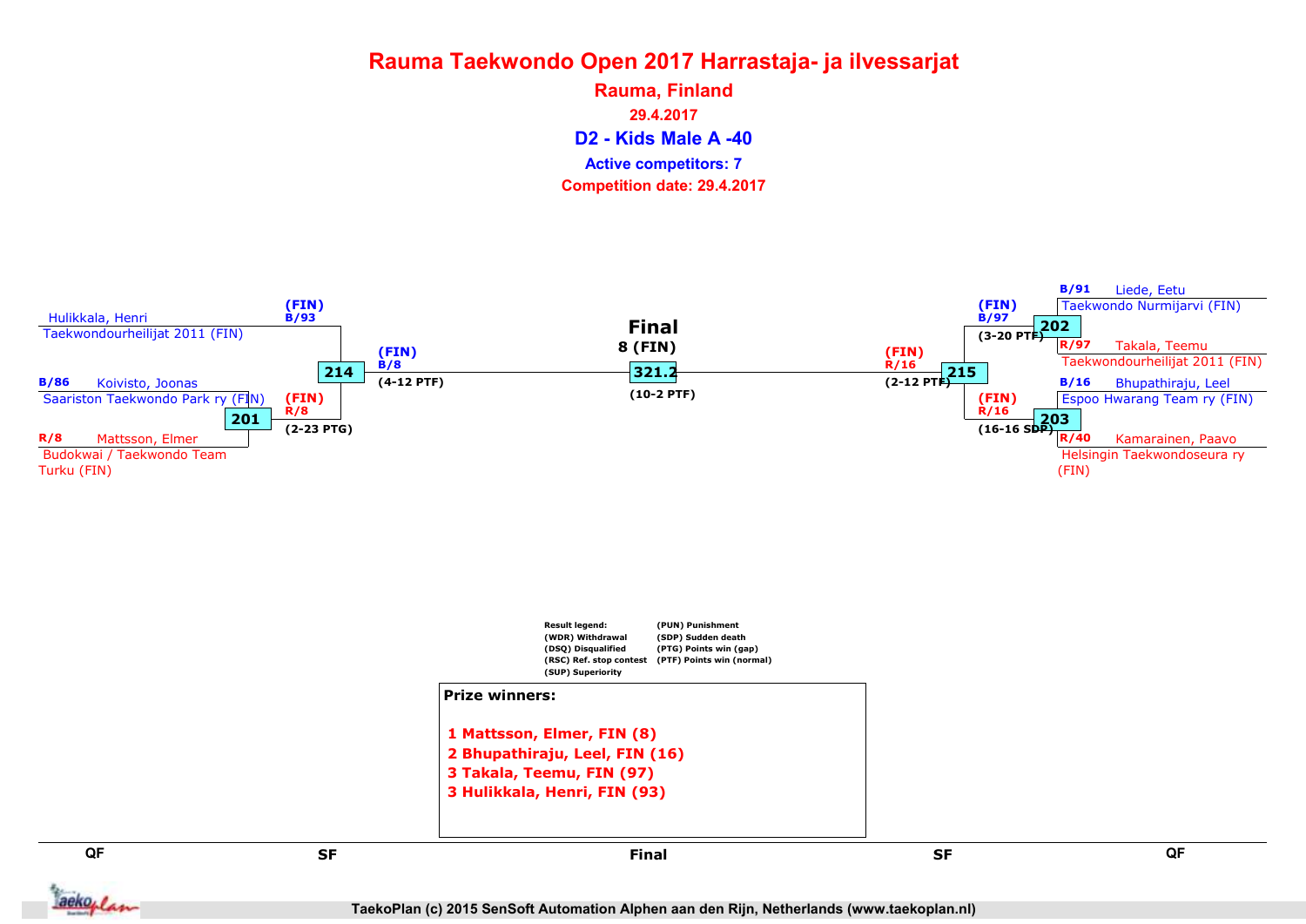# Rauma Taekwondo Open 2017 Harrastaja- ja ilvessarjat

**Rauma, Finland**

**29.4.2017**

## D2 - Kids Male A -40

**Active competitors: 7**

**Competition date: 29.4.2017**

### QF (left)

- Hulikkala, Henri — Taekwondourheilijat 2011 (FIN)
- B/86 Koivisto, Joonas — Saariston Taekwondo Park ry (FIN)
- R/8 Mattsson, Elmer — Budokwai / Taekwondo Team Turku (FIN)

Match 201: R/8 (FIN) (2-23 PTG)

### SF (left)

Match 214: B/93 (FIN) vs R/8 (FIN) — winner B/8 (FIN) (4-12 PTF)

### Final

**Final**

**8 (FIN)**

Match 321.2 (10-2 PTF)

### SF (right)

Match 215: B/97 (FIN) vs R/16 (FIN) — winner R/16 (FIN) (2-12 PTF)

### QF (right)

- B/91 Liede, Eetu — Taekwondo Nurmijarvi (FIN)
- R/97 Takala, Teemu — Taekwondourheilijat 2011 (FIN)

Match 202: B/97 (FIN) (3-20 PTF)

- B/16 Bhupathiraju, Leel — Espoo Hwarang Team ry (FIN)
- R/40 Kamarainen, Paavo — Helsingin Taekwondoseura ry (FIN)

Match 203: R/16 (FIN) (16-16 SDP)

**Result legend:**

- (WDR) Withdrawal
- (DSQ) Disqualified
- (RSC) Ref. stop contest
- (SUP) Superiority
- (PUN) Punishment
- (SDP) Sudden death
- (PTG) Points win (gap)
- (PTF) Points win (normal)

**Prize winners:**

**1 Mattsson, Elmer, FIN (8)**
**2 Bhupathiraju, Leel, FIN (16)**
**3 Takala, Teemu, FIN (97)**
**3 Hulikkala, Henri, FIN (93)**

QF | SF | Final | SF | QF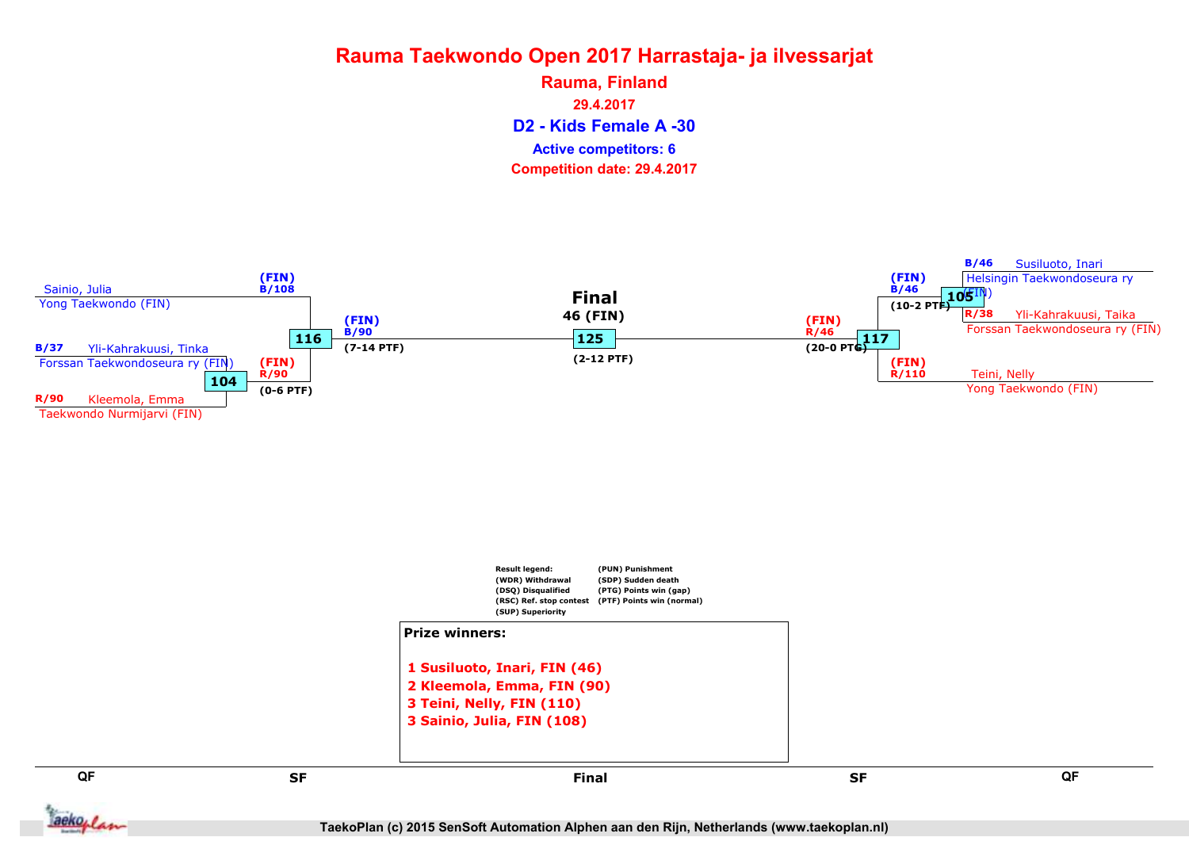# Rauma Taekwondo Open 2017 Harrastaja- ja ilvessarjat

**Rauma, Finland**

**29.4.2017**

## D2 - Kids Female A -30

**Active competitors: 6**

**Competition date: 29.4.2017**

### QF

- B/37 Yli-Kahrakuusi, Tinka — Forssan Taekwondoseura ry (FIN)
- R/90 Kleemola, Emma — Taekwondo Nurmijarvi (FIN)
- Match 104: (FIN) R/90 (0-6 PTF)

- B/46 Susiluoto, Inari — Helsingin Taekwondoseura ry (FIN)
- R/38 Yli-Kahrakuusi, Taika — Forssan Taekwondoseura ry (FIN)
- Match 105: (FIN) B/46 (10-2 PTF)

### SF

- Sainio, Julia — Yong Taekwondo (FIN) (FIN) B/108
- Match 116: (FIN) B/90 (7-14 PTF)

- Teini, Nelly — Yong Taekwondo (FIN) (FIN) R/110
- Match 117: (FIN) R/46 (20-0 PTG)

### Final

**Final**
**46 (FIN)**

Match 125: (2-12 PTF)

Result legend:
- (WDR) Withdrawal
- (DSQ) Disqualified
- (RSC) Ref. stop contest
- (SUP) Superiority
- (PUN) Punishment
- (SDP) Sudden death
- (PTG) Points win (gap)
- (PTF) Points win (normal)

**Prize winners:**

1 Susiluoto, Inari, FIN (46)
2 Kleemola, Emma, FIN (90)
3 Teini, Nelly, FIN (110)
3 Sainio, Julia, FIN (108)

QF | SF | Final | SF | QF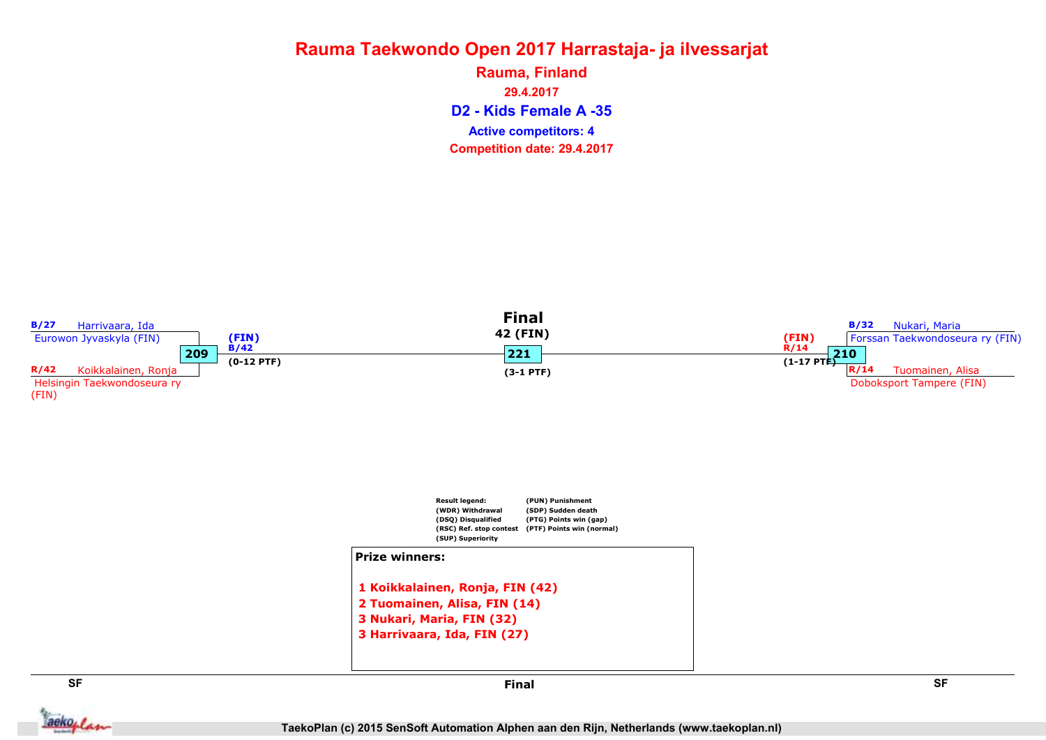# Rauma Taekwondo Open 2017 Harrastaja- ja ilvessarjat

## Rauma, Finland

29.4.2017

### D2 - Kids Female A -35

Active competitors: 4

Competition date: 29.4.2017

**Final**

42 (FIN)

221

(3-1 PTF)

**SF (209)**

B/27 Harrivaara, Ida
Eurowon Jyvaskyla (FIN)

R/42 Koikkalainen, Ronja
Helsingin Taekwondoseura ry (FIN)

Winner: (FIN) B/42 (0-12 PTF)

**SF (210)**

B/32 Nukari, Maria
Forssan Taekwondoseura ry (FIN)

R/14 Tuomainen, Alisa
Doboksport Tampere (FIN)

Winner: (FIN) R/14 (1-17 PTF)

Result legend:
(WDR) Withdrawal
(DSQ) Disqualified
(RSC) Ref. stop contest
(SUP) Superiority
(PUN) Punishment
(SDP) Sudden death
(PTG) Points win (gap)
(PTF) Points win (normal)

**Prize winners:**

1 Koikkalainen, Ronja, FIN (42)
2 Tuomainen, Alisa, FIN (14)
3 Nukari, Maria, FIN (32)
3 Harrivaara, Ida, FIN (27)

SF | Final | SF

TaekoPlan (c) 2015 SenSoft Automation Alphen aan den Rijn, Netherlands (www.taekoplan.nl)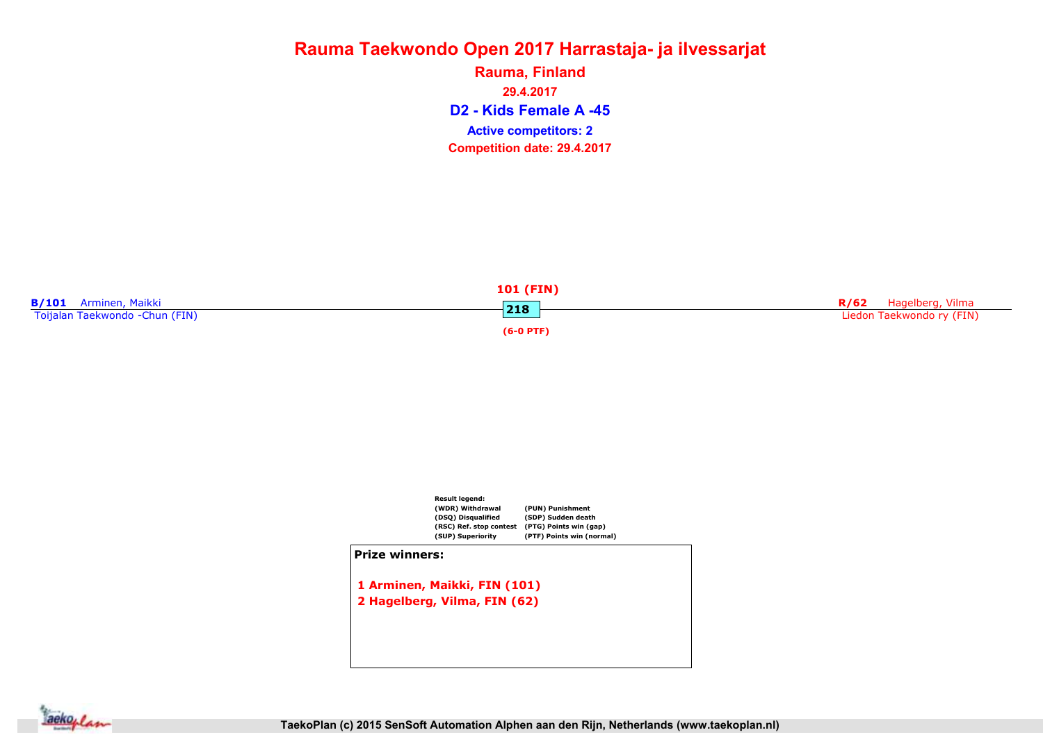# Rauma Taekwondo Open 2017 Harrastaja- ja ilvessarjat

## Rauma, Finland

29.4.2017

### D2 - Kids Female A -45

**Active competitors: 2**

**Competition date: 29.4.2017**

**B/101** Arminen, Maikki
Toijalan Taekwondo -Chun (FIN)

**101 (FIN)**
218
(6-0 PTF)

**R/62** Hagelberg, Vilma
Liedon Taekwondo ry (FIN)

Result legend:

| | |
|---|---|
| (WDR) Withdrawal | (PUN) Punishment |
| (DSQ) Disqualified | (SDP) Sudden death |
| (RSC) Ref. stop contest | (PTG) Points win (gap) |
| (SUP) Superiority | (PTF) Points win (normal) |

**Prize winners:**

1 Arminen, Maikki, FIN (101)
2 Hagelberg, Vilma, FIN (62)

TaekoPlan (c) 2015 SenSoft Automation Alphen aan den Rijn, Netherlands (www.taekoplan.nl)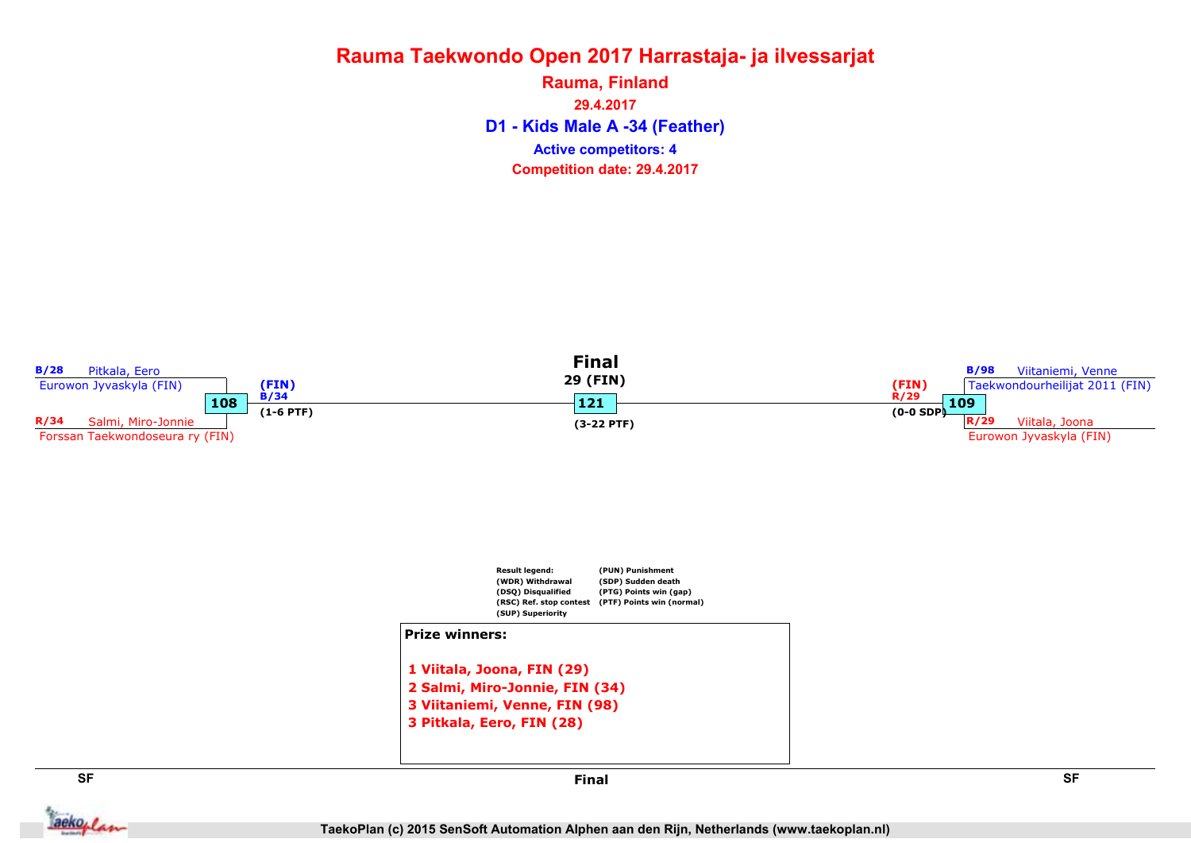# Rauma Taekwondo Open 2017 Harrastaja- ja ilvessarjat

**Rauma, Finland**

**29.4.2017**

## D1 - Kids Male A -34 (Feather)

**Active competitors: 4**

**Competition date: 29.4.2017**

**SF**

B/28 Pitkala, Eero
Eurowon Jyvaskyla (FIN)

108

R/34 Salmi, Miro-Jonnie
Forssan Taekwondoseura ry (FIN)

(FIN)
B/34
(1-6 PTF)

**Final**

29 (FIN)

121

(3-22 PTF)

**SF**

B/98 Viitaniemi, Venne
Taekwondourheilijat 2011 (FIN)

109

R/29 Viitala, Joona
Eurowon Jyvaskyla (FIN)

(FIN)
R/29
(0-0 SDP)

Result legend:
(WDR) Withdrawal
(DSQ) Disqualified
(RSC) Ref. stop contest
(SUP) Superiority
(PUN) Punishment
(SDP) Sudden death
(PTG) Points win (gap)
(PTF) Points win (normal)

**Prize winners:**

1 Viitala, Joona, FIN (29)
2 Salmi, Miro-Jonnie, FIN (34)
3 Viitaniemi, Venne, FIN (98)
3 Pitkala, Eero, FIN (28)

SF — Final — SF

TaekoPlan (c) 2015 SenSoft Automation Alphen aan den Rijn, Netherlands (www.taekoplan.nl)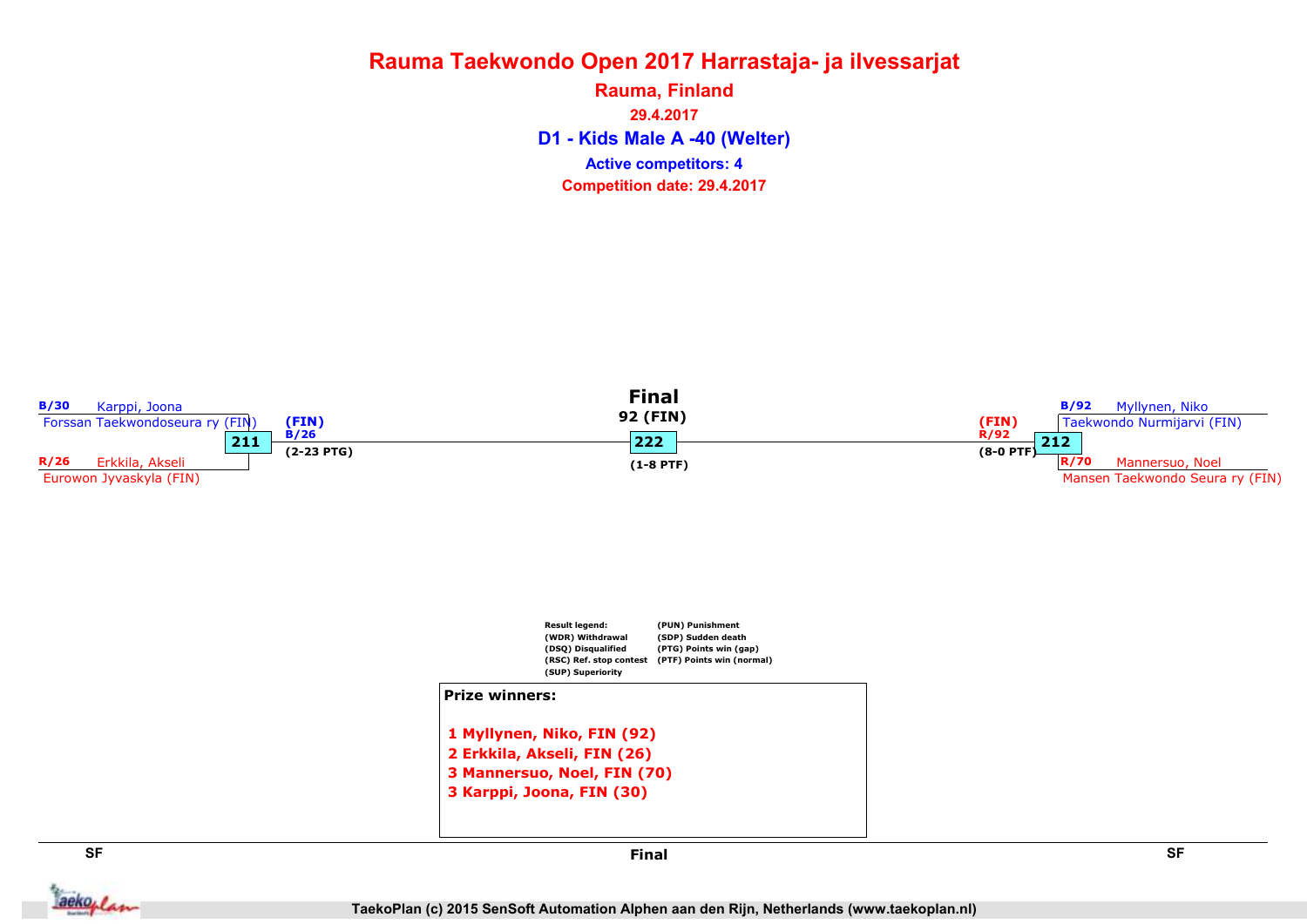# Rauma Taekwondo Open 2017 Harrastaja- ja ilvessarjat

## Rauma, Finland

29.4.2017

## D1 - Kids Male A -40 (Welter)

**Active competitors: 4**

**Competition date: 29.4.2017**

### SF

**211**

- B/30 Karppi, Joona — Forssan Taekwondoseura ry (FIN)
- R/26 Erkkila, Akseli — Eurowon Jyvaskyla (FIN)

Winner: (FIN) B/26 (2-23 PTG)

### Final

**222**

92 (FIN)

(1-8 PTF)

### SF

**212**

- B/92 Myllynen, Niko — Taekwondo Nurmijarvi (FIN)
- R/70 Mannersuo, Noel — Mansen Taekwondo Seura ry (FIN)

Winner: (FIN) R/92 (8-0 PTF)

**Result legend:**

- (WDR) Withdrawal
- (DSQ) Disqualified
- (RSC) Ref. stop contest
- (SUP) Superiority
- (PUN) Punishment
- (SDP) Sudden death
- (PTG) Points win (gap)
- (PTF) Points win (normal)

**Prize winners:**

1 Myllynen, Niko, FIN (92)
2 Erkkila, Akseli, FIN (26)
3 Mannersuo, Noel, FIN (70)
3 Karppi, Joona, FIN (30)

TaekoPlan (c) 2015 SenSoft Automation Alphen aan den Rijn, Netherlands (www.taekoplan.nl)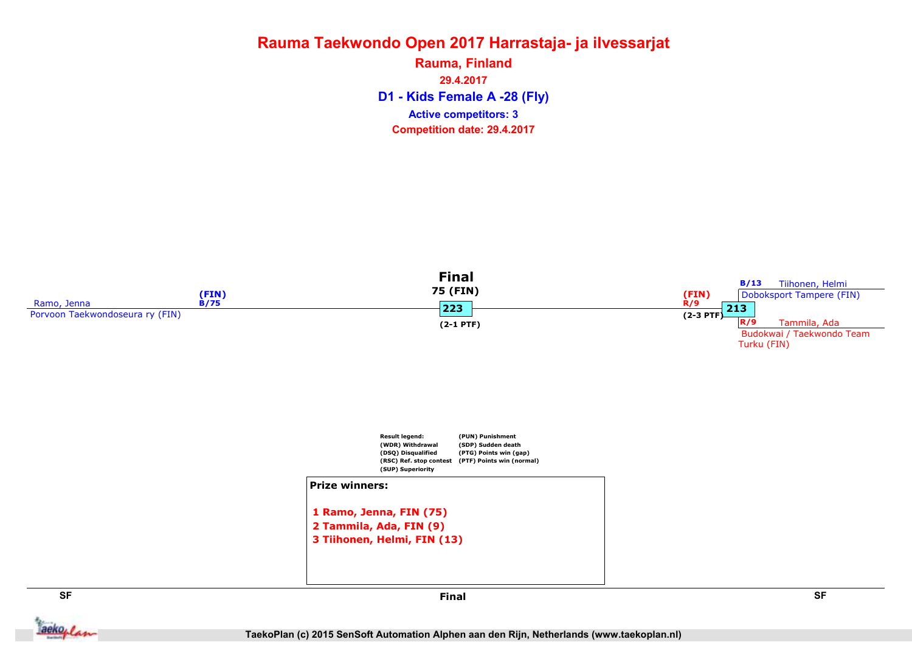# Rauma Taekwondo Open 2017 Harrastaja- ja ilvessarjat

## Rauma, Finland

29.4.2017

## D1 - Kids Female A -28 (Fly)

Active competitors: 3

Competition date: 29.4.2017

**Final**

75 (FIN)

223

(2-1 PTF)

Ramo, Jenna (FIN) B/75
Porvoon Taekwondoseura ry (FIN)

(FIN) R/9
(2-3 PTF)

213

B/13 Tiihonen, Helmi
Doboksport Tampere (FIN)

R/9 Tammila, Ada
Budokwai / Taekwondo Team Turku (FIN)

Result legend:
(WDR) Withdrawal
(DSQ) Disqualified
(RSC) Ref. stop contest
(SUP) Superiority
(PUN) Punishment
(SDP) Sudden death
(PTG) Points win (gap)
(PTF) Points win (normal)

**Prize winners:**

1 Ramo, Jenna, FIN (75)
2 Tammila, Ada, FIN (9)
3 Tiihonen, Helmi, FIN (13)

SF | Final | SF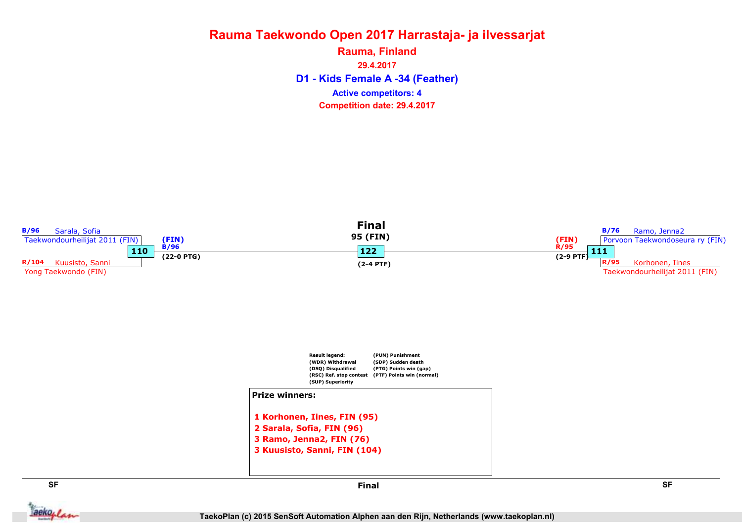# Rauma Taekwondo Open 2017 Harrastaja- ja ilvessarjat

## Rauma, Finland

29.4.2017

## D1 - Kids Female A -34 (Feather)

**Active competitors: 4**

**Competition date: 29.4.2017**

### SF

**Match 110**

- B/96 Sarala, Sofia — Taekwondourheilijat 2011 (FIN)
- R/104 Kuusisto, Sanni — Yong Taekwondo (FIN)

Winner: (FIN) B/96 (22-0 PTG)

### Final

**Match 122** — 95 (FIN) (2-4 PTF)

### SF

**Match 111**

- B/76 Ramo, Jenna2 — Porvoon Taekwondoseura ry (FIN)
- R/95 Korhonen, Iines — Taekwondourheilijat 2011 (FIN)

Winner: (FIN) R/95 (2-9 PTF)

**Result legend:**

- (WDR) Withdrawal
- (DSQ) Disqualified
- (RSC) Ref. stop contest
- (SUP) Superiority
- (PUN) Punishment
- (SDP) Sudden death
- (PTG) Points win (gap)
- (PTF) Points win (normal)

**Prize winners:**

1 Korhonen, Iines, FIN (95)
2 Sarala, Sofia, FIN (96)
3 Ramo, Jenna2, FIN (76)
3 Kuusisto, Sanni, FIN (104)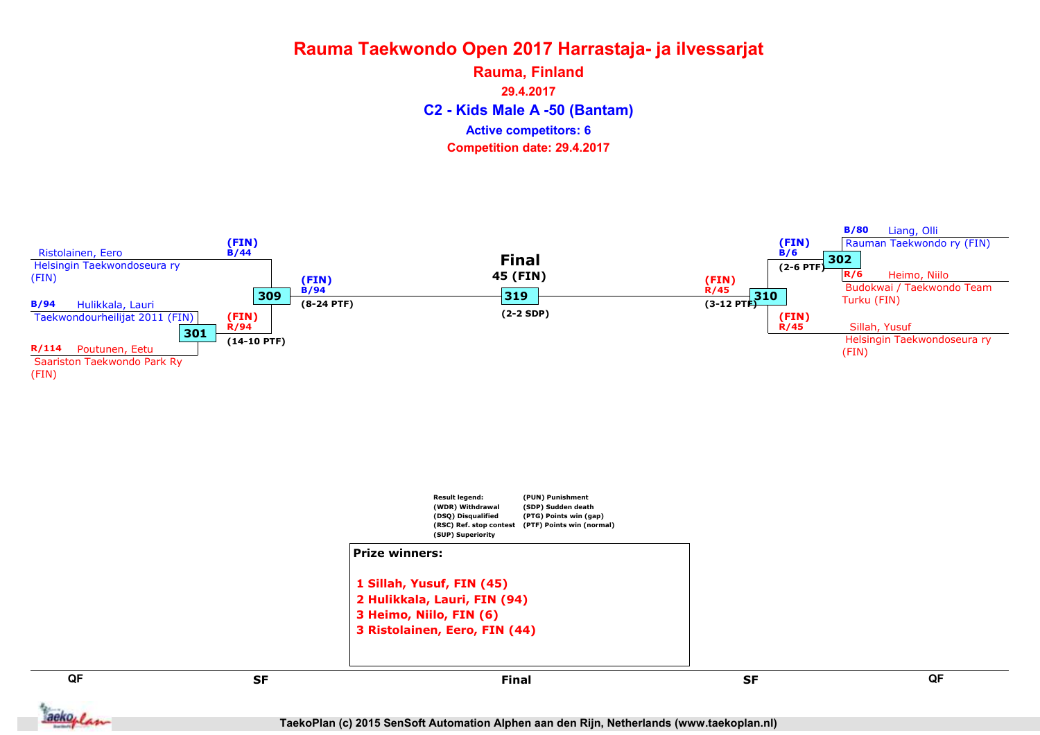# Rauma Taekwondo Open 2017 Harrastaja- ja ilvessarjat

**Rauma, Finland**

**29.4.2017**

## C2 - Kids Male A -50 (Bantam)

**Active competitors: 6**

**Competition date: 29.4.2017**

### Left side

Ristolainen, Eero
Helsingin Taekwondoseura ry (FIN)

B/94 Hulikkala, Lauri
Taekwondourheilijat 2011 (FIN)

**301**

R/114 Poutunen, Eetu
Saariston Taekwondo Park Ry (FIN)

(FIN) R/94 (14-10 PTF)

**309**

(FIN) B/44

(FIN) B/94 (8-24 PTF)

### Final

**Final**
**45 (FIN)**

**319**

(2-2 SDP)

### Right side

(FIN) R/45 (3-12 PTF)

**310**

(FIN) B/6 (2-6 PTF)

**302**

B/80 Liang, Olli
Rauman Taekwondo ry (FIN)

R/6 Heimo, Niilo
Budokwai / Taekwondo Team Turku (FIN)

(FIN) R/45

Sillah, Yusuf
Helsingin Taekwondoseura ry (FIN)

### Result legend

| | |
|---|---|
| (WDR) Withdrawal | (PUN) Punishment |
| (DSQ) Disqualified | (SDP) Sudden death |
| (RSC) Ref. stop contest | (PTG) Points win (gap) |
| (SUP) Superiority | (PTF) Points win (normal) |

### Prize winners:

1 Sillah, Yusuf, FIN (45)
2 Hulikkala, Lauri, FIN (94)
3 Heimo, Niilo, FIN (6)
3 Ristolainen, Eero, FIN (44)

QF | SF | Final | SF | QF

TaekoPlan (c) 2015 SenSoft Automation Alphen aan den Rijn, Netherlands (www.taekoplan.nl)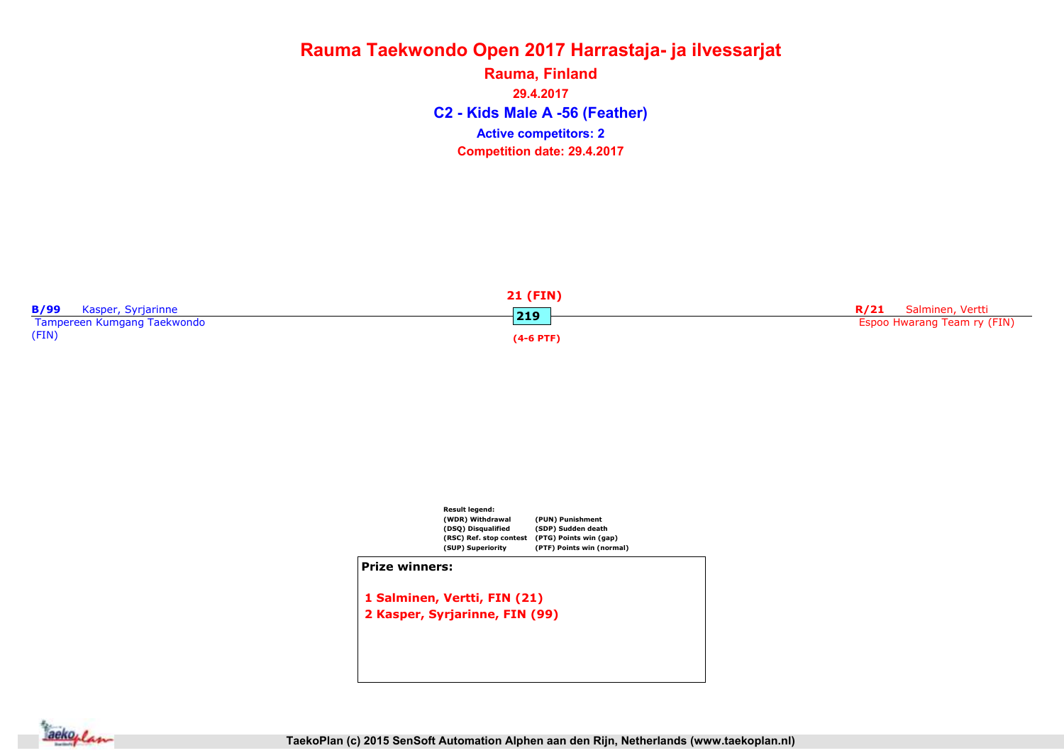# Rauma Taekwondo Open 2017 Harrastaja- ja ilvessarjat

## Rauma, Finland

29.4.2017

## C2 - Kids Male A -56 (Feather)

**Active competitors: 2**

**Competition date: 29.4.2017**

**B/99** Kasper, Syrjarinne
Tampereen Kumgang Taekwondo (FIN)

**21 (FIN)**

**219**

**(4-6 PTF)**

**R/21** Salminen, Vertti
Espoo Hwarang Team ry (FIN)

**Result legend:**

| | |
|---|---|
| (WDR) Withdrawal | (PUN) Punishment |
| (DSQ) Disqualified | (SDP) Sudden death |
| (RSC) Ref. stop contest | (PTG) Points win (gap) |
| (SUP) Superiority | (PTF) Points win (normal) |

**Prize winners:**

1 Salminen, Vertti, FIN (21)
2 Kasper, Syrjarinne, FIN (99)

TaekoPlan (c) 2015 SenSoft Automation Alphen aan den Rijn, Netherlands (www.taekoplan.nl)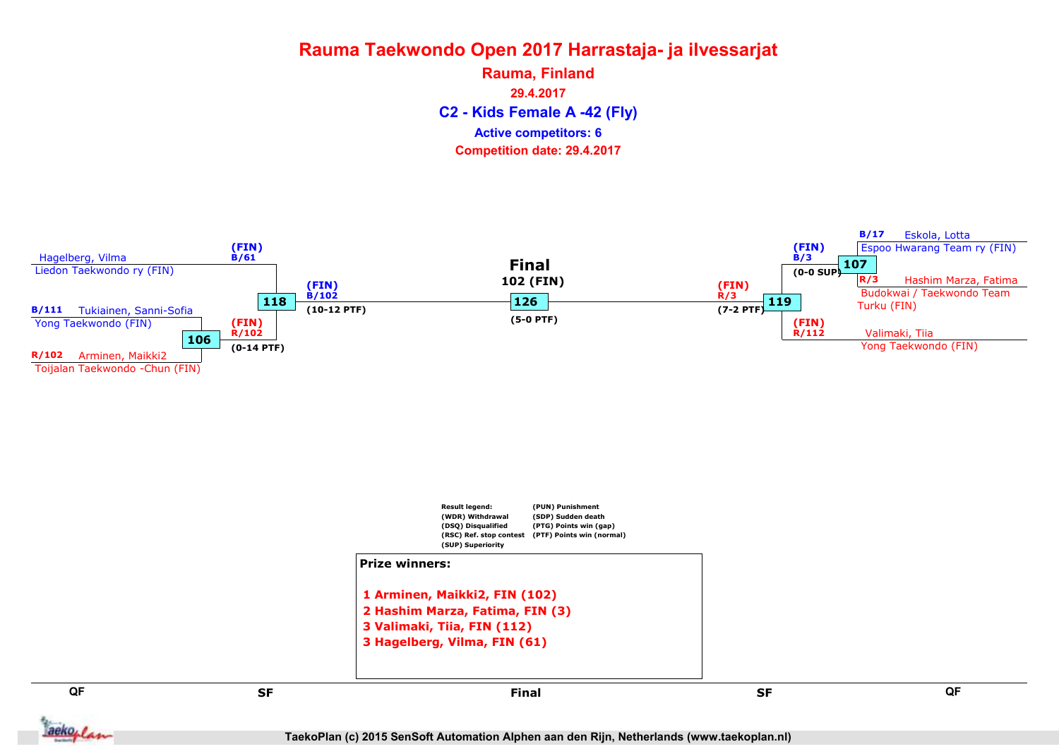# Rauma Taekwondo Open 2017 Harrastaja- ja ilvessarjat

## Rauma, Finland

**29.4.2017**

## C2 - Kids Female A -42 (Fly)

**Active competitors: 6**

**Competition date: 29.4.2017**

### Bracket

**Left side**

- QF:
  - B/111 Tukiainen, Sanni-Sofia — Yong Taekwondo (FIN)
  - R/102 Arminen, Maikki2 — Toijalan Taekwondo -Chun (FIN)
  - Match 106: winner (FIN) R/102 (0-14 PTF)
- SF:
  - Hagelberg, Vilma — Liedon Taekwondo ry (FIN) — (FIN) B/61
  - (FIN) R/102
  - Match 118: winner (FIN) B/102 (10-12 PTF)

**Right side**

- QF:
  - B/17 Eskola, Lotta — Espoo Hwarang Team ry (FIN)
  - R/3 Hashim Marza, Fatima — Budokwai / Taekwondo Team Turku (FIN)
  - Match 107: winner (FIN) B/3 (0-0 SUP)
- SF:
  - (FIN) B/3
  - Valimaki, Tiia — Yong Taekwondo (FIN) — (FIN) R/112
  - Match 119: winner (FIN) R/3 (7-2 PTF)

**Final**

- 102 (FIN)
- Match 126: (5-0 PTF)

QF | SF | Final | SF | QF

### Result legend

- (WDR) Withdrawal
- (DSQ) Disqualified
- (RSC) Ref. stop contest
- (SUP) Superiority
- (PUN) Punishment
- (SDP) Sudden death
- (PTG) Points win (gap)
- (PTF) Points win (normal)

### Prize winners:

1 Arminen, Maikki2, FIN (102)
2 Hashim Marza, Fatima, FIN (3)
3 Valimaki, Tiia, FIN (112)
3 Hagelberg, Vilma, FIN (61)

TaekoPlan (c) 2015 SenSoft Automation Alphen aan den Rijn, Netherlands (www.taekoplan.nl)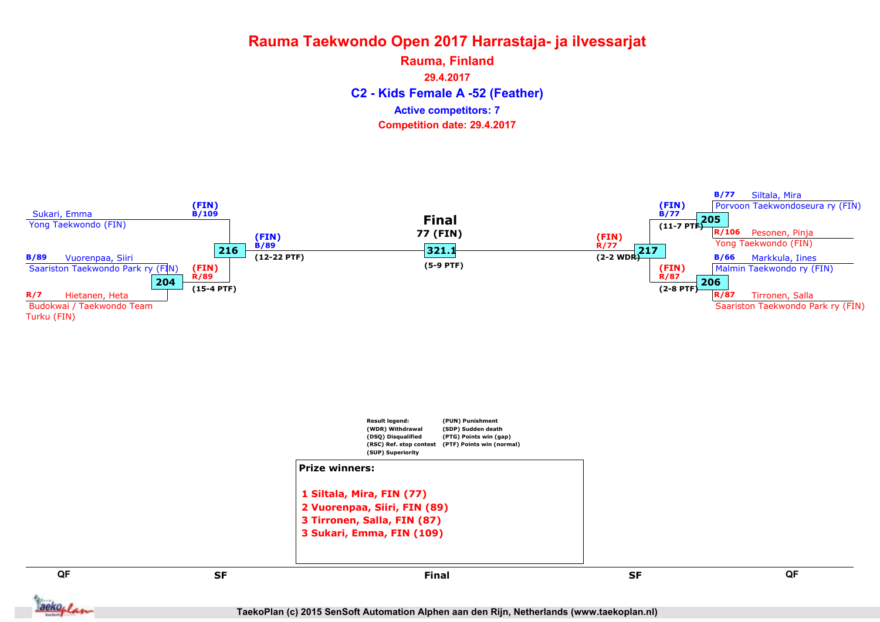# Rauma Taekwondo Open 2017 Harrastaja- ja ilvessarjat

## Rauma, Finland

29.4.2017

## C2 - Kids Female A -52 (Feather)

Active competitors: 7

Competition date: 29.4.2017

**Left side**

Sukari, Emma
Yong Taekwondo (FIN)

B/89 Vuorenpaa, Siiri
Saariston Taekwondo Park ry (FIN)

R/7 Hietanen, Heta
Budokwai / Taekwondo Team Turku (FIN)

Match 204: (FIN) R/89 (15-4 PTF)

Match 216: (FIN) B/109 — (FIN) B/89 (12-22 PTF)

**Final**

77 (FIN)

321.1 (5-9 PTF)

**Right side**

B/77 Siltala, Mira
Porvoon Taekwondoseura ry (FIN)

R/106 Pesonen, Pinja
Yong Taekwondo (FIN)

B/66 Markkula, Iines
Malmin Taekwondo ry (FIN)

R/87 Tirronen, Salla
Saariston Taekwondo Park ry (FIN)

Match 205: (FIN) B/77 (11-7 PTF)

Match 206: (FIN) R/87 (2-8 PTF)

Match 217: (FIN) R/77 (2-2 WDR)

Result legend:
(WDR) Withdrawal
(DSQ) Disqualified
(RSC) Ref. stop contest
(SUP) Superiority
(PUN) Punishment
(SDP) Sudden death
(PTG) Points win (gap)
(PTF) Points win (normal)

**Prize winners:**

1 Siltala, Mira, FIN (77)
2 Vuorenpaa, Siiri, FIN (89)
3 Tirronen, Salla, FIN (87)
3 Sukari, Emma, FIN (109)

QF | SF | Final | SF | QF

TaekoPlan (c) 2015 SenSoft Automation Alphen aan den Rijn, Netherlands (www.taekoplan.nl)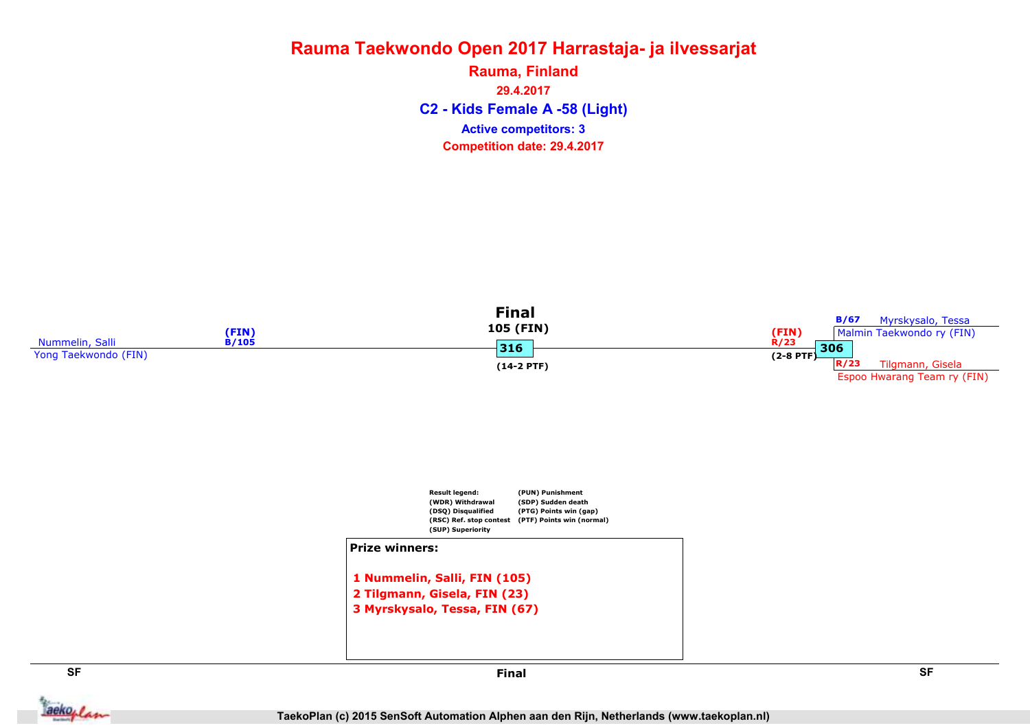# Rauma Taekwondo Open 2017 Harrastaja- ja ilvessarjat

## Rauma, Finland

29.4.2017

### C2 - Kids Female A -58 (Light)

Active competitors: 3

Competition date: 29.4.2017

**Final**

105 (FIN)

316

(14-2 PTF)

Nummelin, Salli
Yong Taekwondo (FIN)
(FIN)
B/105

(FIN)
R/23
306
(2-8 PTF)

B/67 Myrskysalo, Tessa
Malmin Taekwondo ry (FIN)

R/23 Tilgmann, Gisela
Espoo Hwarang Team ry (FIN)

Result legend:
(WDR) Withdrawal
(DSQ) Disqualified
(RSC) Ref. stop contest
(SUP) Superiority
(PUN) Punishment
(SDP) Sudden death
(PTG) Points win (gap)
(PTF) Points win (normal)

**Prize winners:**

1 Nummelin, Salli, FIN (105)
2 Tilgmann, Gisela, FIN (23)
3 Myrskysalo, Tessa, FIN (67)

SF | Final | SF

TaekoPlan (c) 2015 SenSoft Automation Alphen aan den Rijn, Netherlands (www.taekoplan.nl)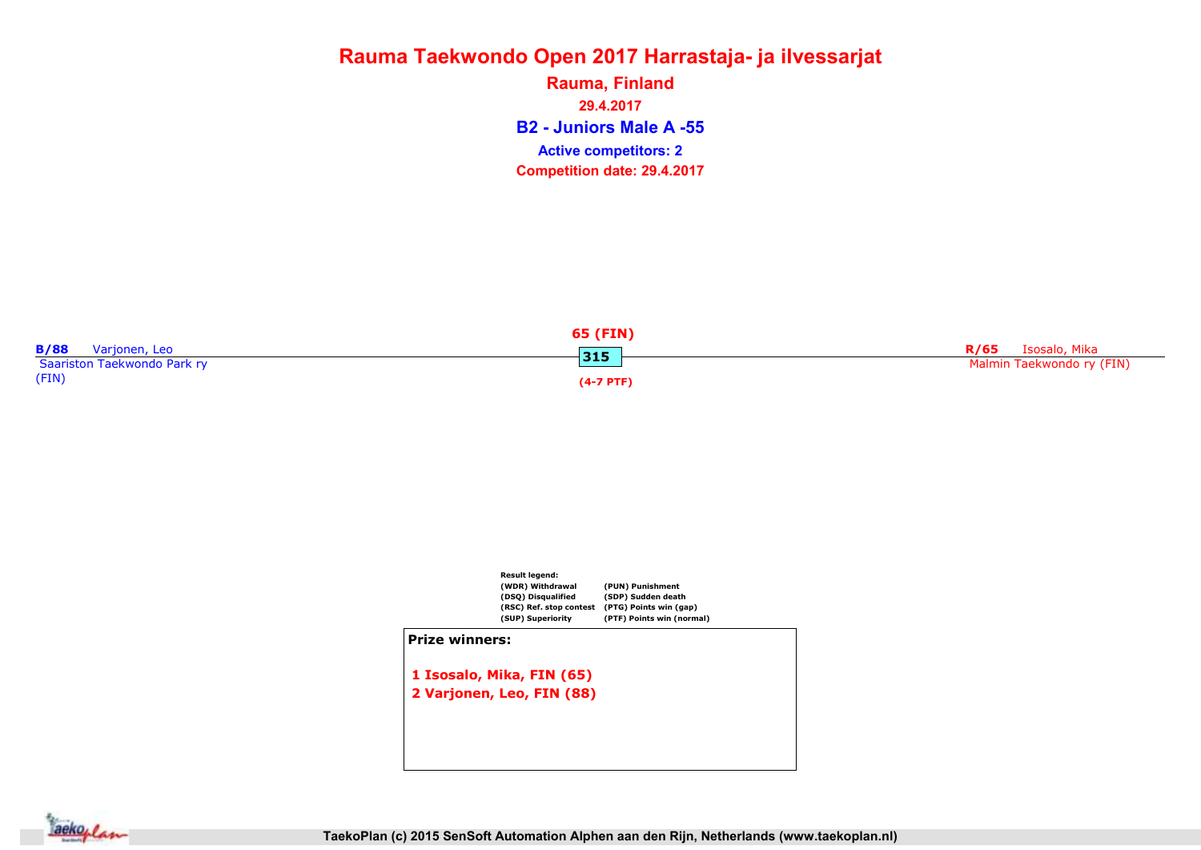# Rauma Taekwondo Open 2017 Harrastaja- ja ilvessarjat

## Rauma, Finland

29.4.2017

### B2 - Juniors Male A -55

**Active competitors: 2**

**Competition date: 29.4.2017**

**B/88** Varjonen, Leo
Saariston Taekwondo Park ry (FIN)

**65 (FIN)**
**315**
**(4-7 PTF)**

**R/65** Isosalo, Mika
Malmin Taekwondo ry (FIN)

**Result legend:**

| | |
|---|---|
| (WDR) Withdrawal | (PUN) Punishment |
| (DSQ) Disqualified | (SDP) Sudden death |
| (RSC) Ref. stop contest | (PTG) Points win (gap) |
| (SUP) Superiority | (PTF) Points win (normal) |

**Prize winners:**

1 Isosalo, Mika, FIN (65)
2 Varjonen, Leo, FIN (88)

TaekoPlan (c) 2015 SenSoft Automation Alphen aan den Rijn, Netherlands (www.taekoplan.nl)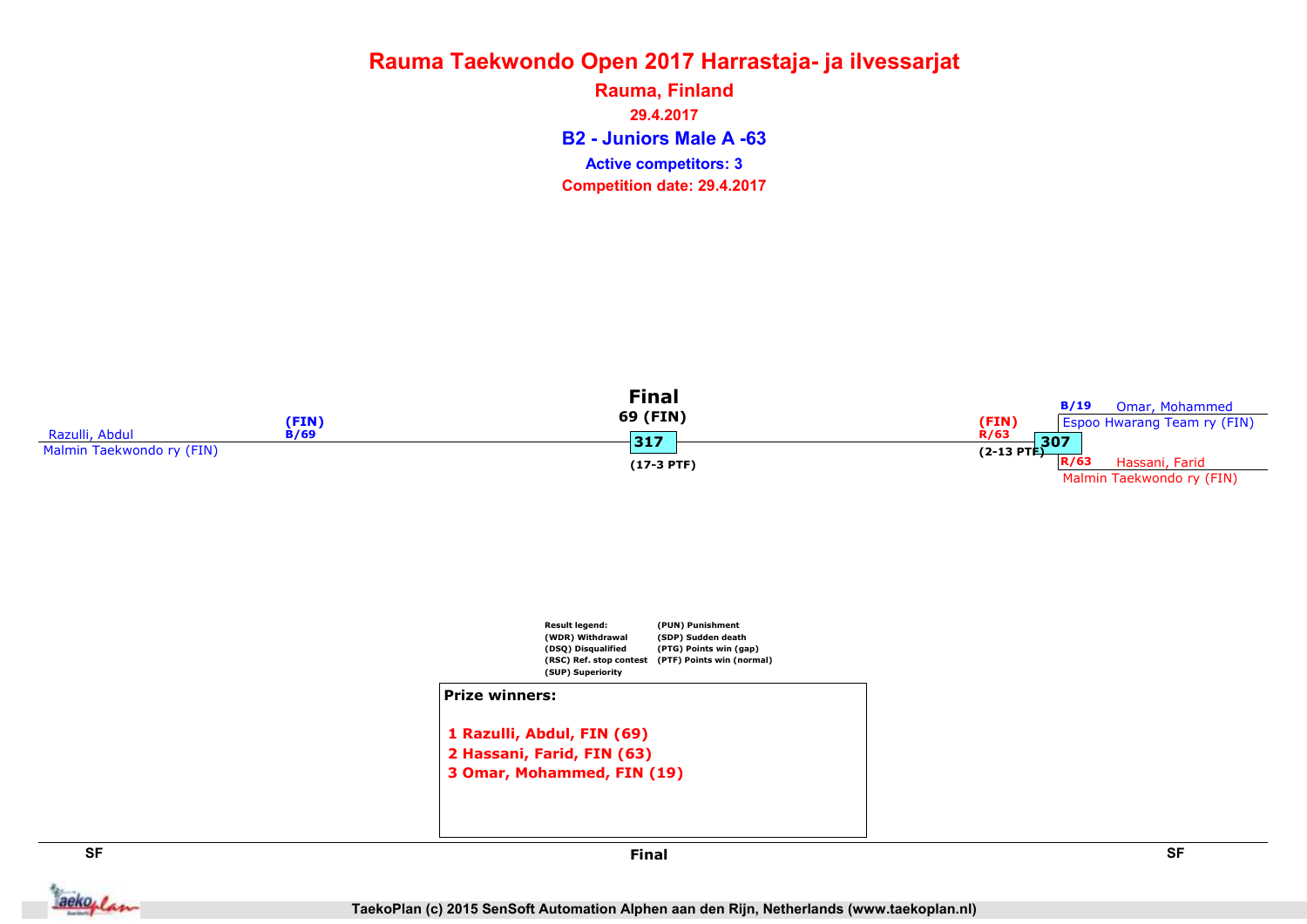# Rauma Taekwondo Open 2017 Harrastaja- ja ilvessarjat

**Rauma, Finland**

**29.4.2017**

## B2 - Juniors Male A -63

**Active competitors: 3**

**Competition date: 29.4.2017**

**Final**

69 (FIN)

Razulli, Abdul
Malmin Taekwondo ry (FIN)
(FIN)
B/69

317
(17-3 PTF)

(FIN)
R/63
(2-13 PTF)

307

B/19 Omar, Mohammed
Espoo Hwarang Team ry (FIN)

R/63 Hassani, Farid
Malmin Taekwondo ry (FIN)

Result legend:
(WDR) Withdrawal
(DSQ) Disqualified
(RSC) Ref. stop contest
(SUP) Superiority
(PUN) Punishment
(SDP) Sudden death
(PTG) Points win (gap)
(PTF) Points win (normal)

**Prize winners:**

1 Razulli, Abdul, FIN (69)
2 Hassani, Farid, FIN (63)
3 Omar, Mohammed, FIN (19)

SF | Final | SF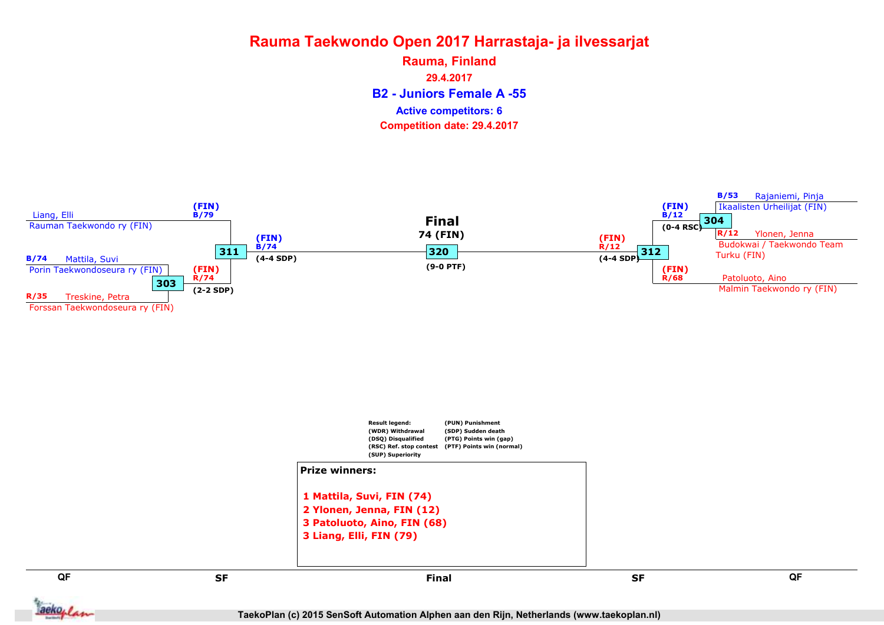# Rauma Taekwondo Open 2017 Harrastaja- ja ilvessarjat

**Rauma, Finland**

**29.4.2017**

## B2 - Juniors Female A -55

**Active competitors: 6**

**Competition date: 29.4.2017**

Liang, Elli
Rauman Taekwondo ry (FIN)

(FIN)
B/79

B/74 Mattila, Suvi
Porin Taekwondoseura ry (FIN)

303

R/35 Treskine, Petra
Forssan Taekwondoseura ry (FIN)

(FIN)
R/74
(2-2 SDP)

311

(FIN)
B/74
(4-4 SDP)

**Final**
**74 (FIN)**

320

(9-0 PTF)

(FIN)
R/12
(4-4 SDP)

312

(FIN)
B/12
(0-4 RSC)

304

B/53 Rajaniemi, Pinja
Ikaalisten Urheilijat (FIN)

R/12 Ylonen, Jenna
Budokwai / Taekwondo Team Turku (FIN)

(FIN)
R/68

Patoluoto, Aino
Malmin Taekwondo ry (FIN)

Result legend:
(WDR) Withdrawal
(DSQ) Disqualified
(RSC) Ref. stop contest
(SUP) Superiority
(PUN) Punishment
(SDP) Sudden death
(PTG) Points win (gap)
(PTF) Points win (normal)

**Prize winners:**

1 Mattila, Suvi, FIN (74)
2 Ylonen, Jenna, FIN (12)
3 Patoluoto, Aino, FIN (68)
3 Liang, Elli, FIN (79)

QF | SF | Final | SF | QF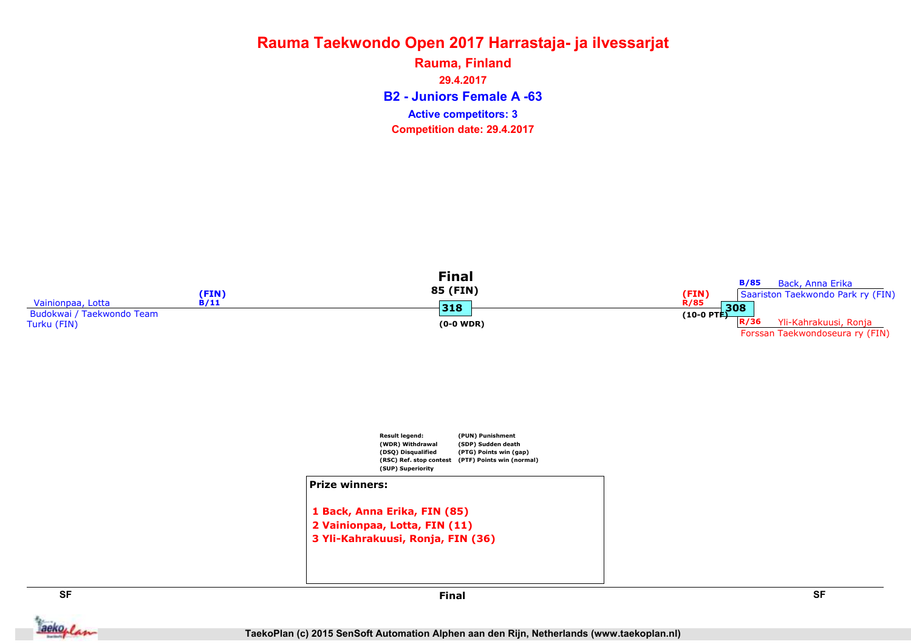# Rauma Taekwondo Open 2017 Harrastaja- ja ilvessarjat

**Rauma, Finland**

**29.4.2017**

## B2 - Juniors Female A -63

**Active competitors: 3**

**Competition date: 29.4.2017**

### Final

85 (FIN)

318

(0-0 WDR)

Vainionpaa, Lotta
Budokwai / Taekwondo Team Turku (FIN)
(FIN)
B/11

(FIN)
R/85
(10-0 PTF)

308

B/85 Back, Anna Erika
Saariston Taekwondo Park ry (FIN)

R/36 Yli-Kahrakuusi, Ronja
Forssan Taekwondoseura ry (FIN)

Result legend:
(WDR) Withdrawal
(DSQ) Disqualified
(RSC) Ref. stop contest
(SUP) Superiority
(PUN) Punishment
(SDP) Sudden death
(PTG) Points win (gap)
(PTF) Points win (normal)

**Prize winners:**

1. Back, Anna Erika, FIN (85)
2. Vainionpaa, Lotta, FIN (11)
3. Yli-Kahrakuusi, Ronja, FIN (36)

SF | Final | SF

TaekoPlan (c) 2015 SenSoft Automation Alphen aan den Rijn, Netherlands (www.taekoplan.nl)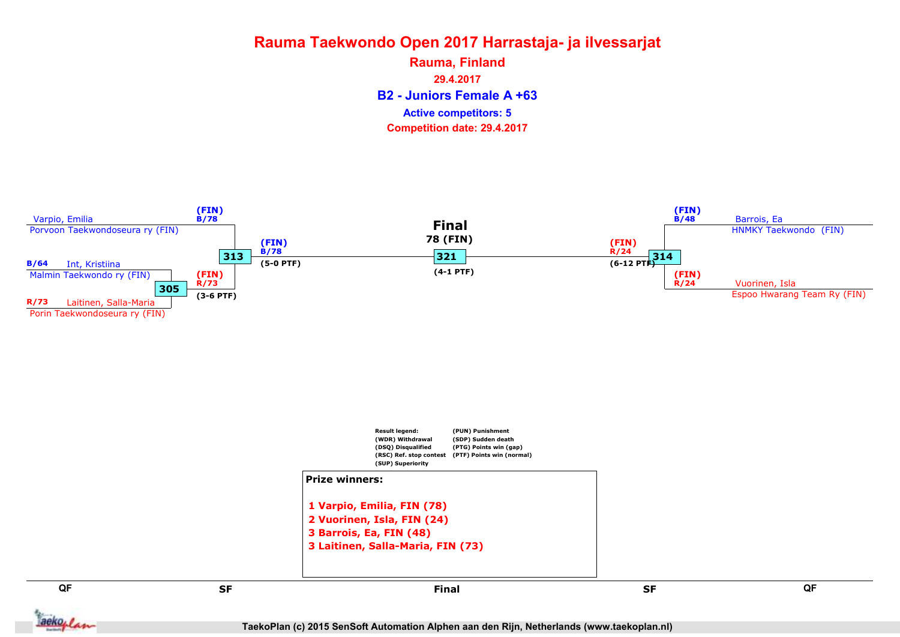# Rauma Taekwondo Open 2017 Harrastaja- ja ilvessarjat

## Rauma, Finland

29.4.2017

## B2 - Juniors Female A +63

Active competitors: 5

Competition date: 29.4.2017

### Left bracket

**QF**

- B/64 Int, Kristiina – Malmin Taekwondo ry (FIN)
- R/73 Laitinen, Salla-Maria – Porin Taekwondoseura ry (FIN)

Match 305: (FIN) R/73 (3-6 PTF)

**SF**

- Varpio, Emilia – Porvoon Taekwondoseura ry (FIN) (FIN) B/78
- (FIN) R/73

Match 313: (FIN) B/78 (5-0 PTF)

### Final

78 (FIN)

Match 321: (4-1 PTF)

### Right bracket

**SF**

- Barrois, Ea – HNMKY Taekwondo (FIN) (FIN) B/48
- Vuorinen, Isla – Espoo Hwarang Team Ry (FIN) (FIN) R/24

Match 314: (FIN) R/24 (6-12 PTF)

---

Result legend:

- (WDR) Withdrawal
- (DSQ) Disqualified
- (RSC) Ref. stop contest
- (SUP) Superiority
- (PUN) Punishment
- (SDP) Sudden death
- (PTG) Points win (gap)
- (PTF) Points win (normal)

**Prize winners:**

1 Varpio, Emilia, FIN (78)
2 Vuorinen, Isla, FIN (24)
3 Barrois, Ea, FIN (48)
3 Laitinen, Salla-Maria, FIN (73)

QF | SF | Final | SF | QF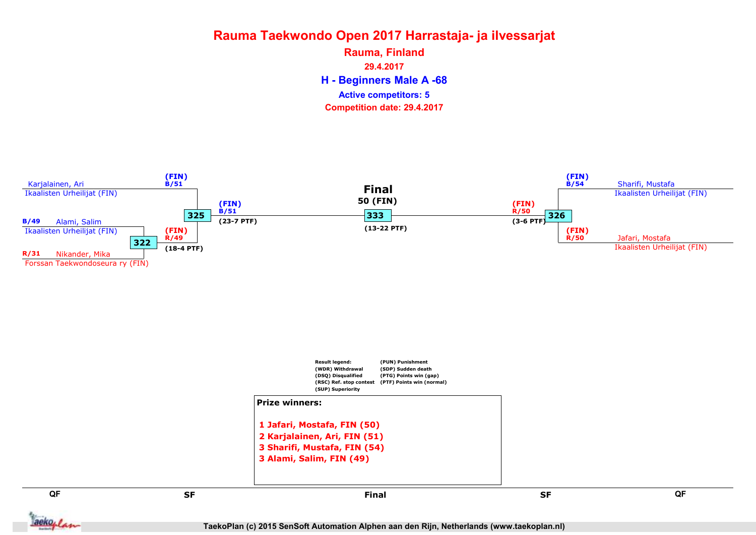# Rauma Taekwondo Open 2017 Harrastaja- ja ilvessarjat

**Rauma, Finland**

**29.4.2017**

## H - Beginners Male A -68

**Active competitors: 5**

**Competition date: 29.4.2017**

### Bracket

**Left side**

- B/51 Karjalainen, Ari — Ikaalisten Urheilijat (FIN)
- B/49 Alami, Salim — Ikaalisten Urheilijat (FIN)
- R/31 Nikander, Mika — Forssan Taekwondoseura ry (FIN)

Match 322: Alami, Salim vs Nikander, Mika — Winner: (FIN) R/49 (18-4 PTF)

Match 325: Karjalainen, Ari (FIN) B/51 vs (FIN) R/49 — Winner: (FIN) B/51 (23-7 PTF)

**Right side**

- B/54 Sharifi, Mustafa — Ikaalisten Urheilijat (FIN)
- R/50 Jafari, Mostafa — Ikaalisten Urheilijat (FIN)

Match 326: Sharifi, Mustafa (FIN) B/54 vs Jafari, Mostafa (FIN) R/50 — Winner: (FIN) R/50 (3-6 PTF)

**Final**

Match 333: Winner: 50 (FIN) (13-22 PTF)

| QF | SF | Final | SF | QF |
|---|---|---|---|---|

Result legend:
(WDR) Withdrawal
(DSQ) Disqualified
(RSC) Ref. stop contest
(SUP) Superiority
(PUN) Punishment
(SDP) Sudden death
(PTG) Points win (gap)
(PTF) Points win (normal)

**Prize winners:**

1 Jafari, Mostafa, FIN (50)
2 Karjalainen, Ari, FIN (51)
3 Sharifi, Mustafa, FIN (54)
3 Alami, Salim, FIN (49)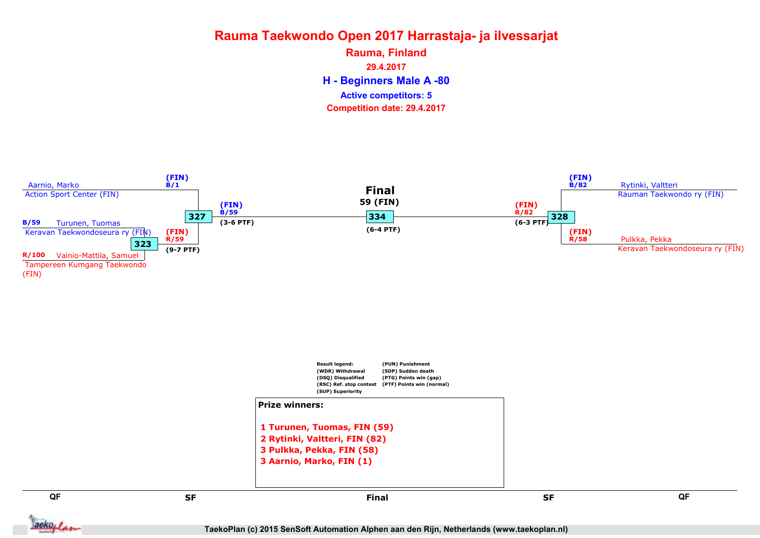# Rauma Taekwondo Open 2017 Harrastaja- ja ilvessarjat

## Rauma, Finland

29.4.2017

## H - Beginners Male A -80

**Active competitors: 5**

**Competition date: 29.4.2017**

**QF**

B/59 Turunen, Tuomas
Keravan Taekwondoseura ry (FIN)

R/100 Vainio-Mattila, Samuel
Tampereen Kumgang Taekwondo (FIN)

Match 323: (FIN) R/59 (9-7 PTF)

**SF**

Aarnio, Marko
Action Sport Center (FIN)
(FIN) B/1

Match 327: (FIN) B/59 (3-6 PTF)

**Final**

59 (FIN)

Match 334 (6-4 PTF)

**SF**

Rytinki, Valtteri
Rauman Taekwondo ry (FIN)
(FIN) B/82

Pulkka, Pekka
Keravan Taekwondoseura ry (FIN)
(FIN) R/58

Match 328: (FIN) R/82 (6-3 PTF)

Result legend:
(WDR) Withdrawal
(DSQ) Disqualified
(RSC) Ref. stop contest
(SUP) Superiority
(PUN) Punishment
(SDP) Sudden death
(PTG) Points win (gap)
(PTF) Points win (normal)

**Prize winners:**

1 Turunen, Tuomas, FIN (59)
2 Rytinki, Valtteri, FIN (82)
3 Pulkka, Pekka, FIN (58)
3 Aarnio, Marko, FIN (1)

TaekoPlan (c) 2015 SenSoft Automation Alphen aan den Rijn, Netherlands (www.taekoplan.nl)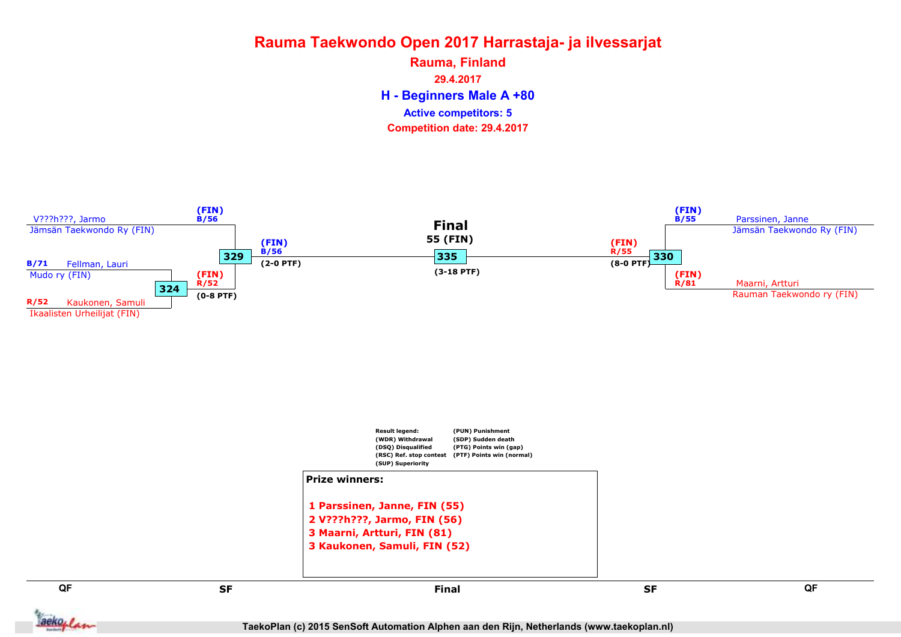# Rauma Taekwondo Open 2017 Harrastaja- ja ilvessarjat

**Rauma, Finland**

**29.4.2017**

## H - Beginners Male A +80

**Active competitors: 5**

**Competition date: 29.4.2017**

V???h???, Jarmo
Jämsän Taekwondo Ry (FIN)

B/71 Fellman, Lauri
Mudo ry (FIN)

R/52 Kaukonen, Samuli
Ikaalisten Urheilijat (FIN)

324 — (FIN) R/52 (0-8 PTF)

329 — (FIN) B/56; (FIN) B/56 (2-0 PTF)

**Final**
55 (FIN)
335 (3-18 PTF)

330 — (FIN) R/55 (8-0 PTF)

(FIN) B/55 Parssinen, Janne
Jämsän Taekwondo Ry (FIN)

(FIN) R/81 Maarni, Artturi
Rauman Taekwondo ry (FIN)

Result legend:
(WDR) Withdrawal
(DSQ) Disqualified
(RSC) Ref. stop contest
(SUP) Superiority
(PUN) Punishment
(SDP) Sudden death
(PTG) Points win (gap)
(PTF) Points win (normal)

**Prize winners:**

1 Parssinen, Janne, FIN (55)
2 V???h???, Jarmo, FIN (56)
3 Maarni, Artturi, FIN (81)
3 Kaukonen, Samuli, FIN (52)

QF | SF | Final | SF | QF

TaekoPlan (c) 2015 SenSoft Automation Alphen aan den Rijn, Netherlands (www.taekoplan.nl)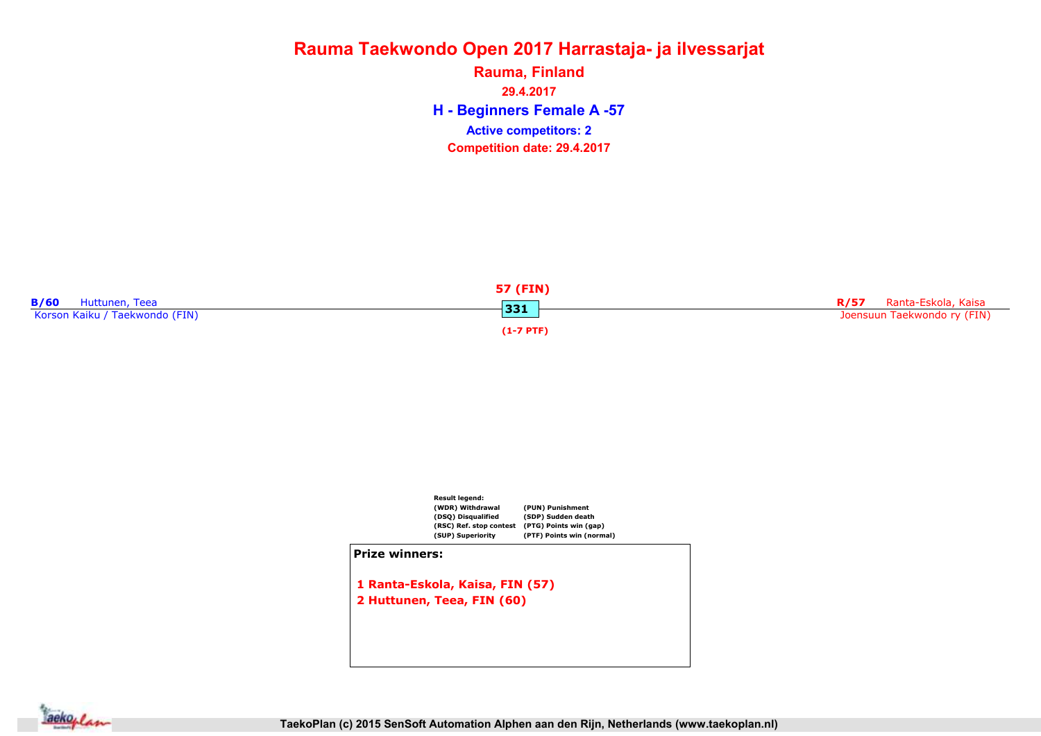# Rauma Taekwondo Open 2017 Harrastaja- ja ilvessarjat

## Rauma, Finland

29.4.2017

## H - Beginners Female A -57

**Active competitors: 2**

**Competition date: 29.4.2017**

**B/60** Huttunen, Teea
Korson Kaiku / Taekwondo (FIN)

57 (FIN)
331
(1-7 PTF)

**R/57** Ranta-Eskola, Kaisa
Joensuun Taekwondo ry (FIN)

Result legend:

| | |
|---|---|
| (WDR) Withdrawal | (PUN) Punishment |
| (DSQ) Disqualified | (SDP) Sudden death |
| (RSC) Ref. stop contest | (PTG) Points win (gap) |
| (SUP) Superiority | (PTF) Points win (normal) |

**Prize winners:**

1 Ranta-Eskola, Kaisa, FIN (57)
2 Huttunen, Teea, FIN (60)

TaekoPlan (c) 2015 SenSoft Automation Alphen aan den Rijn, Netherlands (www.taekoplan.nl)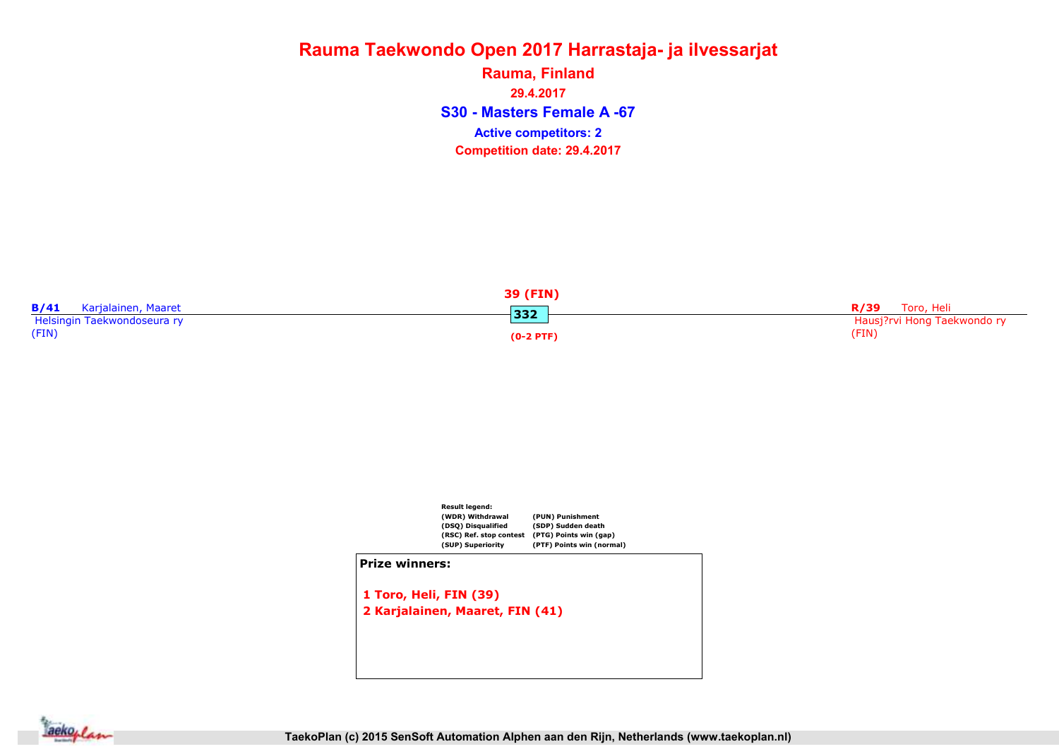# Rauma Taekwondo Open 2017 Harrastaja- ja ilvessarjat

## Rauma, Finland

29.4.2017

## S30 - Masters Female A -67

**Active competitors: 2**

**Competition date: 29.4.2017**

**B/41** Karjalainen, Maaret
Helsingin Taekwondoseura ry
(FIN)

**39 (FIN)**
332
**(0-2 PTF)**

**R/39** Toro, Heli
Hausj?rvi Hong Taekwondo ry
(FIN)

**Result legend:**
(WDR) Withdrawal
(DSQ) Disqualified
(RSC) Ref. stop contest
(SUP) Superiority
(PUN) Punishment
(SDP) Sudden death
(PTG) Points win (gap)
(PTF) Points win (normal)

**Prize winners:**

**1 Toro, Heli, FIN (39)**
**2 Karjalainen, Maaret, FIN (41)**